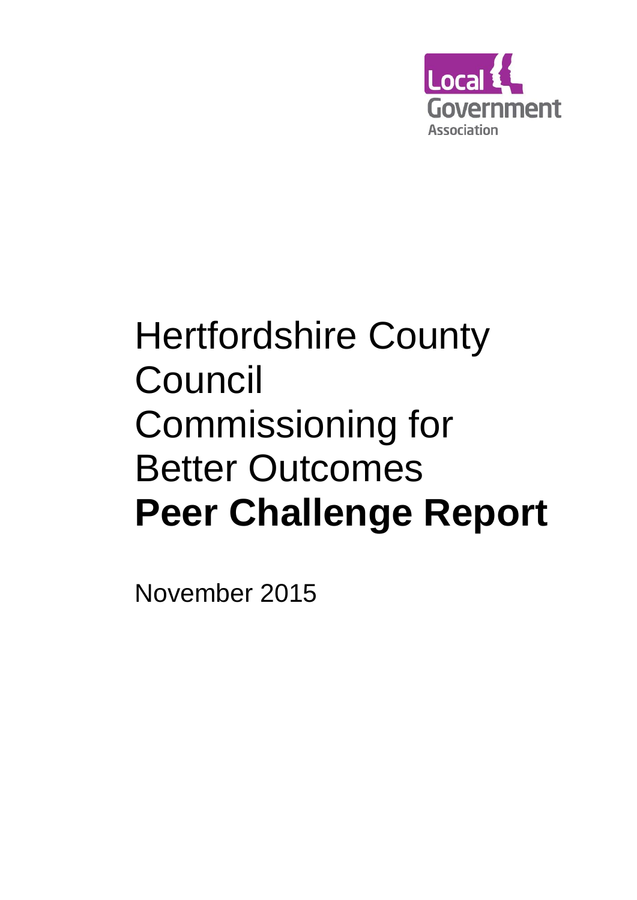Local Government Association

# Hertfordshire County Council Commissioning for Better Outcomes **Peer Challenge Report**

November 2015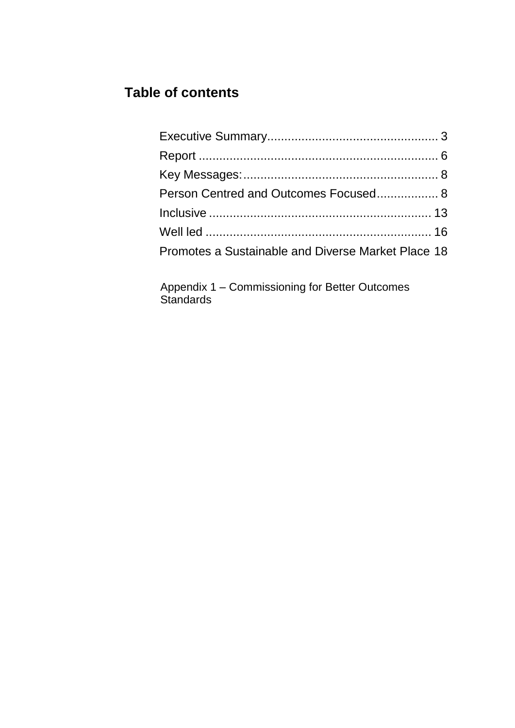## Table of contents

Executive Summary.................................................. 3
Report ...................................................................... 6
Key Messages:......................................................... 8
Person Centred and Outcomes Focused.................. 8
Inclusive ................................................................. 13
Well led .................................................................. 16
Promotes a Sustainable and Diverse Market Place 18

Appendix 1 – Commissioning for Better Outcomes Standards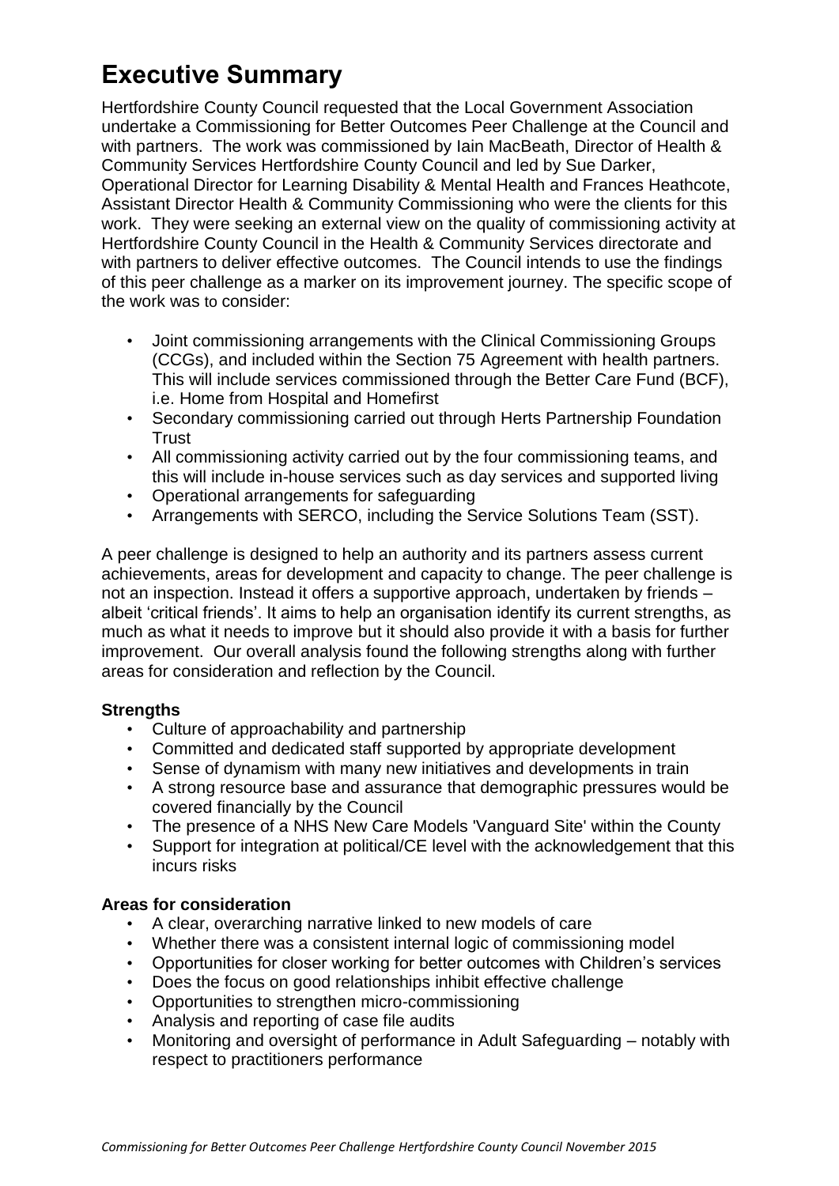# Executive Summary

Hertfordshire County Council requested that the Local Government Association undertake a Commissioning for Better Outcomes Peer Challenge at the Council and with partners. The work was commissioned by Iain MacBeath, Director of Health & Community Services Hertfordshire County Council and led by Sue Darker, Operational Director for Learning Disability & Mental Health and Frances Heathcote, Assistant Director Health & Community Commissioning who were the clients for this work. They were seeking an external view on the quality of commissioning activity at Hertfordshire County Council in the Health & Community Services directorate and with partners to deliver effective outcomes. The Council intends to use the findings of this peer challenge as a marker on its improvement journey. The specific scope of the work was to consider:

- Joint commissioning arrangements with the Clinical Commissioning Groups (CCGs), and included within the Section 75 Agreement with health partners. This will include services commissioned through the Better Care Fund (BCF), i.e. Home from Hospital and Homefirst
- Secondary commissioning carried out through Herts Partnership Foundation Trust
- All commissioning activity carried out by the four commissioning teams, and this will include in-house services such as day services and supported living
- Operational arrangements for safeguarding
- Arrangements with SERCO, including the Service Solutions Team (SST).

A peer challenge is designed to help an authority and its partners assess current achievements, areas for development and capacity to change. The peer challenge is not an inspection. Instead it offers a supportive approach, undertaken by friends – albeit 'critical friends'. It aims to help an organisation identify its current strengths, as much as what it needs to improve but it should also provide it with a basis for further improvement. Our overall analysis found the following strengths along with further areas for consideration and reflection by the Council.

**Strengths**

- Culture of approachability and partnership
- Committed and dedicated staff supported by appropriate development
- Sense of dynamism with many new initiatives and developments in train
- A strong resource base and assurance that demographic pressures would be covered financially by the Council
- The presence of a NHS New Care Models 'Vanguard Site' within the County
- Support for integration at political/CE level with the acknowledgement that this incurs risks

**Areas for consideration**

- A clear, overarching narrative linked to new models of care
- Whether there was a consistent internal logic of commissioning model
- Opportunities for closer working for better outcomes with Children's services
- Does the focus on good relationships inhibit effective challenge
- Opportunities to strengthen micro-commissioning
- Analysis and reporting of case file audits
- Monitoring and oversight of performance in Adult Safeguarding – notably with respect to practitioners performance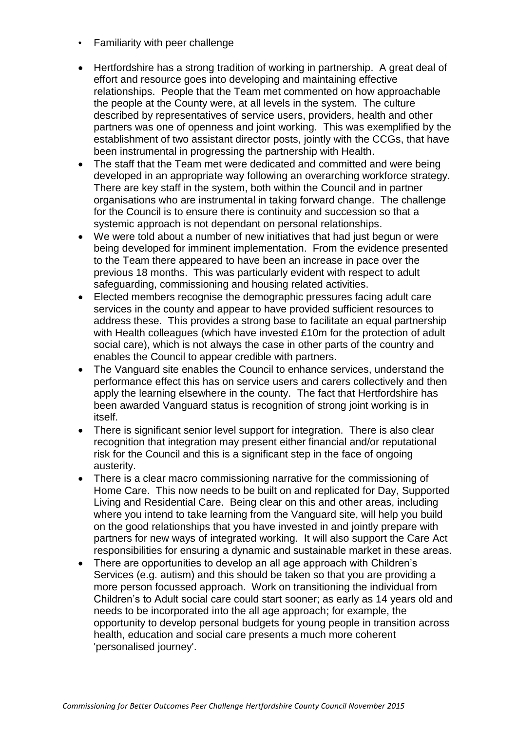- Familiarity with peer challenge

- Hertfordshire has a strong tradition of working in partnership. A great deal of effort and resource goes into developing and maintaining effective relationships. People that the Team met commented on how approachable the people at the County were, at all levels in the system. The culture described by representatives of service users, providers, health and other partners was one of openness and joint working. This was exemplified by the establishment of two assistant director posts, jointly with the CCGs, that have been instrumental in progressing the partnership with Health.
- The staff that the Team met were dedicated and committed and were being developed in an appropriate way following an overarching workforce strategy. There are key staff in the system, both within the Council and in partner organisations who are instrumental in taking forward change. The challenge for the Council is to ensure there is continuity and succession so that a systemic approach is not dependant on personal relationships.
- We were told about a number of new initiatives that had just begun or were being developed for imminent implementation. From the evidence presented to the Team there appeared to have been an increase in pace over the previous 18 months. This was particularly evident with respect to adult safeguarding, commissioning and housing related activities.
- Elected members recognise the demographic pressures facing adult care services in the county and appear to have provided sufficient resources to address these. This provides a strong base to facilitate an equal partnership with Health colleagues (which have invested £10m for the protection of adult social care), which is not always the case in other parts of the country and enables the Council to appear credible with partners.
- The Vanguard site enables the Council to enhance services, understand the performance effect this has on service users and carers collectively and then apply the learning elsewhere in the county. The fact that Hertfordshire has been awarded Vanguard status is recognition of strong joint working is in itself.
- There is significant senior level support for integration. There is also clear recognition that integration may present either financial and/or reputational risk for the Council and this is a significant step in the face of ongoing austerity.
- There is a clear macro commissioning narrative for the commissioning of Home Care. This now needs to be built on and replicated for Day, Supported Living and Residential Care. Being clear on this and other areas, including where you intend to take learning from the Vanguard site, will help you build on the good relationships that you have invested in and jointly prepare with partners for new ways of integrated working. It will also support the Care Act responsibilities for ensuring a dynamic and sustainable market in these areas.
- There are opportunities to develop an all age approach with Children's Services (e.g. autism) and this should be taken so that you are providing a more person focussed approach. Work on transitioning the individual from Children's to Adult social care could start sooner; as early as 14 years old and needs to be incorporated into the all age approach; for example, the opportunity to develop personal budgets for young people in transition across health, education and social care presents a much more coherent 'personalised journey'.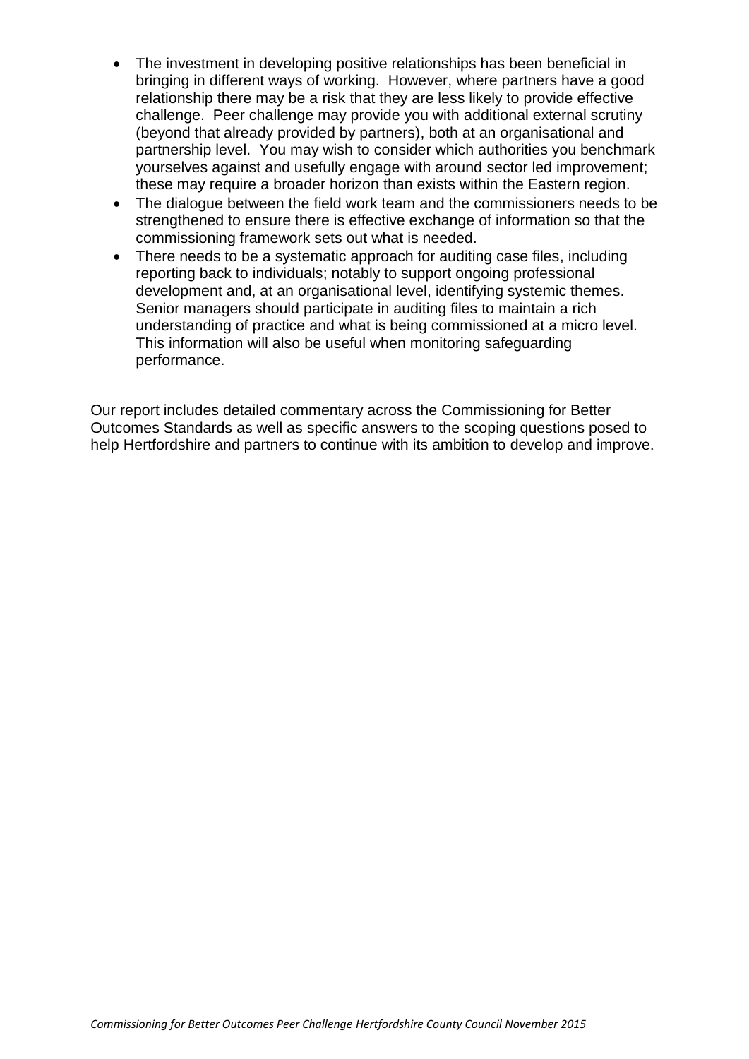- The investment in developing positive relationships has been beneficial in bringing in different ways of working. However, where partners have a good relationship there may be a risk that they are less likely to provide effective challenge. Peer challenge may provide you with additional external scrutiny (beyond that already provided by partners), both at an organisational and partnership level. You may wish to consider which authorities you benchmark yourselves against and usefully engage with around sector led improvement; these may require a broader horizon than exists within the Eastern region.
- The dialogue between the field work team and the commissioners needs to be strengthened to ensure there is effective exchange of information so that the commissioning framework sets out what is needed.
- There needs to be a systematic approach for auditing case files, including reporting back to individuals; notably to support ongoing professional development and, at an organisational level, identifying systemic themes. Senior managers should participate in auditing files to maintain a rich understanding of practice and what is being commissioned at a micro level. This information will also be useful when monitoring safeguarding performance.

Our report includes detailed commentary across the Commissioning for Better Outcomes Standards as well as specific answers to the scoping questions posed to help Hertfordshire and partners to continue with its ambition to develop and improve.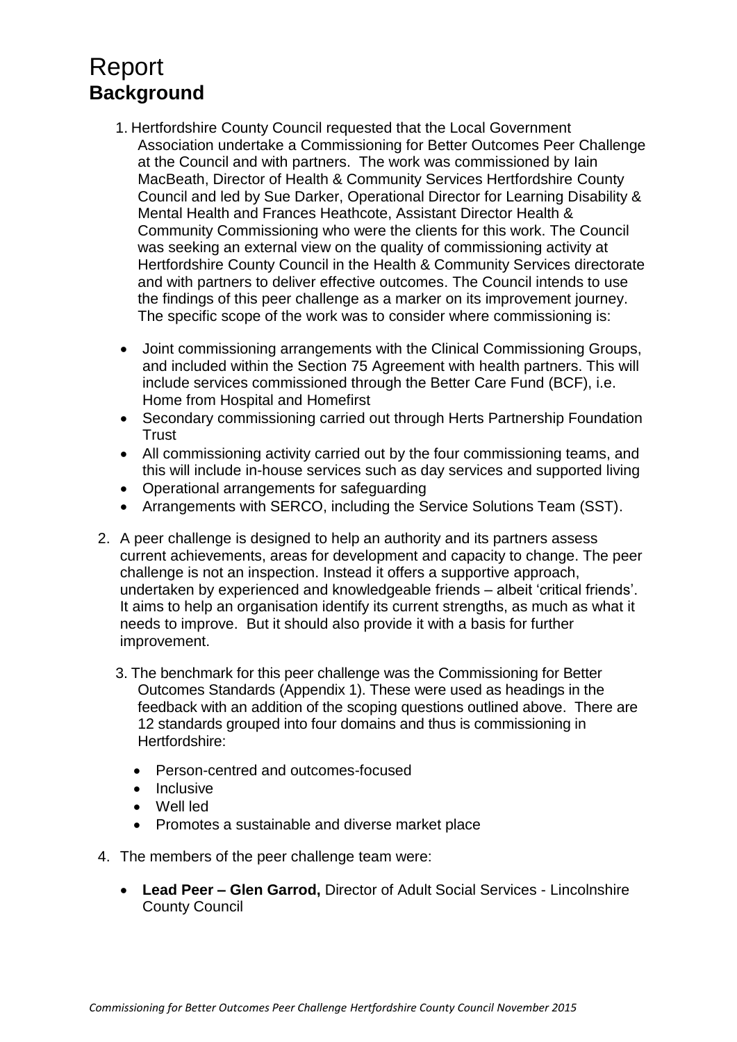# Report

## Background

1. Hertfordshire County Council requested that the Local Government Association undertake a Commissioning for Better Outcomes Peer Challenge at the Council and with partners. The work was commissioned by Iain MacBeath, Director of Health & Community Services Hertfordshire County Council and led by Sue Darker, Operational Director for Learning Disability & Mental Health and Frances Heathcote, Assistant Director Health & Community Commissioning who were the clients for this work. The Council was seeking an external view on the quality of commissioning activity at Hertfordshire County Council in the Health & Community Services directorate and with partners to deliver effective outcomes. The Council intends to use the findings of this peer challenge as a marker on its improvement journey. The specific scope of the work was to consider where commissioning is:

   - Joint commissioning arrangements with the Clinical Commissioning Groups, and included within the Section 75 Agreement with health partners. This will include services commissioned through the Better Care Fund (BCF), i.e. Home from Hospital and Homefirst
   - Secondary commissioning carried out through Herts Partnership Foundation Trust
   - All commissioning activity carried out by the four commissioning teams, and this will include in-house services such as day services and supported living
   - Operational arrangements for safeguarding
   - Arrangements with SERCO, including the Service Solutions Team (SST).

2. A peer challenge is designed to help an authority and its partners assess current achievements, areas for development and capacity to change. The peer challenge is not an inspection. Instead it offers a supportive approach, undertaken by experienced and knowledgeable friends – albeit 'critical friends'. It aims to help an organisation identify its current strengths, as much as what it needs to improve. But it should also provide it with a basis for further improvement.

3. The benchmark for this peer challenge was the Commissioning for Better Outcomes Standards (Appendix 1). These were used as headings in the feedback with an addition of the scoping questions outlined above. There are 12 standards grouped into four domains and thus is commissioning in Hertfordshire:

   - Person-centred and outcomes-focused
   - Inclusive
   - Well led
   - Promotes a sustainable and diverse market place

4. The members of the peer challenge team were:

   - **Lead Peer – Glen Garrod,** Director of Adult Social Services - Lincolnshire County Council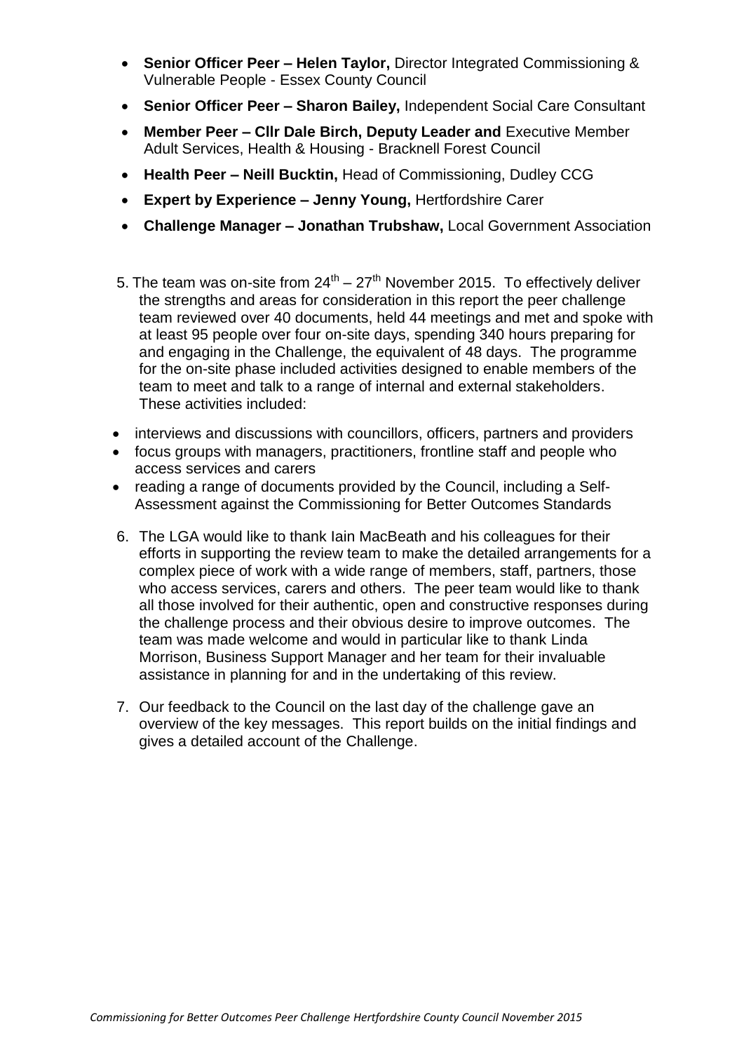- **Senior Officer Peer – Helen Taylor,** Director Integrated Commissioning & Vulnerable People - Essex County Council
- **Senior Officer Peer – Sharon Bailey,** Independent Social Care Consultant
- **Member Peer – Cllr Dale Birch, Deputy Leader and** Executive Member Adult Services, Health & Housing - Bracknell Forest Council
- **Health Peer – Neill Bucktin,** Head of Commissioning, Dudley CCG
- **Expert by Experience – Jenny Young,** Hertfordshire Carer
- **Challenge Manager – Jonathan Trubshaw,** Local Government Association

5. The team was on-site from 24th – 27th November 2015. To effectively deliver the strengths and areas for consideration in this report the peer challenge team reviewed over 40 documents, held 44 meetings and met and spoke with at least 95 people over four on-site days, spending 340 hours preparing for and engaging in the Challenge, the equivalent of 48 days. The programme for the on-site phase included activities designed to enable members of the team to meet and talk to a range of internal and external stakeholders. These activities included:

- interviews and discussions with councillors, officers, partners and providers
- focus groups with managers, practitioners, frontline staff and people who access services and carers
- reading a range of documents provided by the Council, including a Self-Assessment against the Commissioning for Better Outcomes Standards

6. The LGA would like to thank Iain MacBeath and his colleagues for their efforts in supporting the review team to make the detailed arrangements for a complex piece of work with a wide range of members, staff, partners, those who access services, carers and others. The peer team would like to thank all those involved for their authentic, open and constructive responses during the challenge process and their obvious desire to improve outcomes. The team was made welcome and would in particular like to thank Linda Morrison, Business Support Manager and her team for their invaluable assistance in planning for and in the undertaking of this review.

7. Our feedback to the Council on the last day of the challenge gave an overview of the key messages. This report builds on the initial findings and gives a detailed account of the Challenge.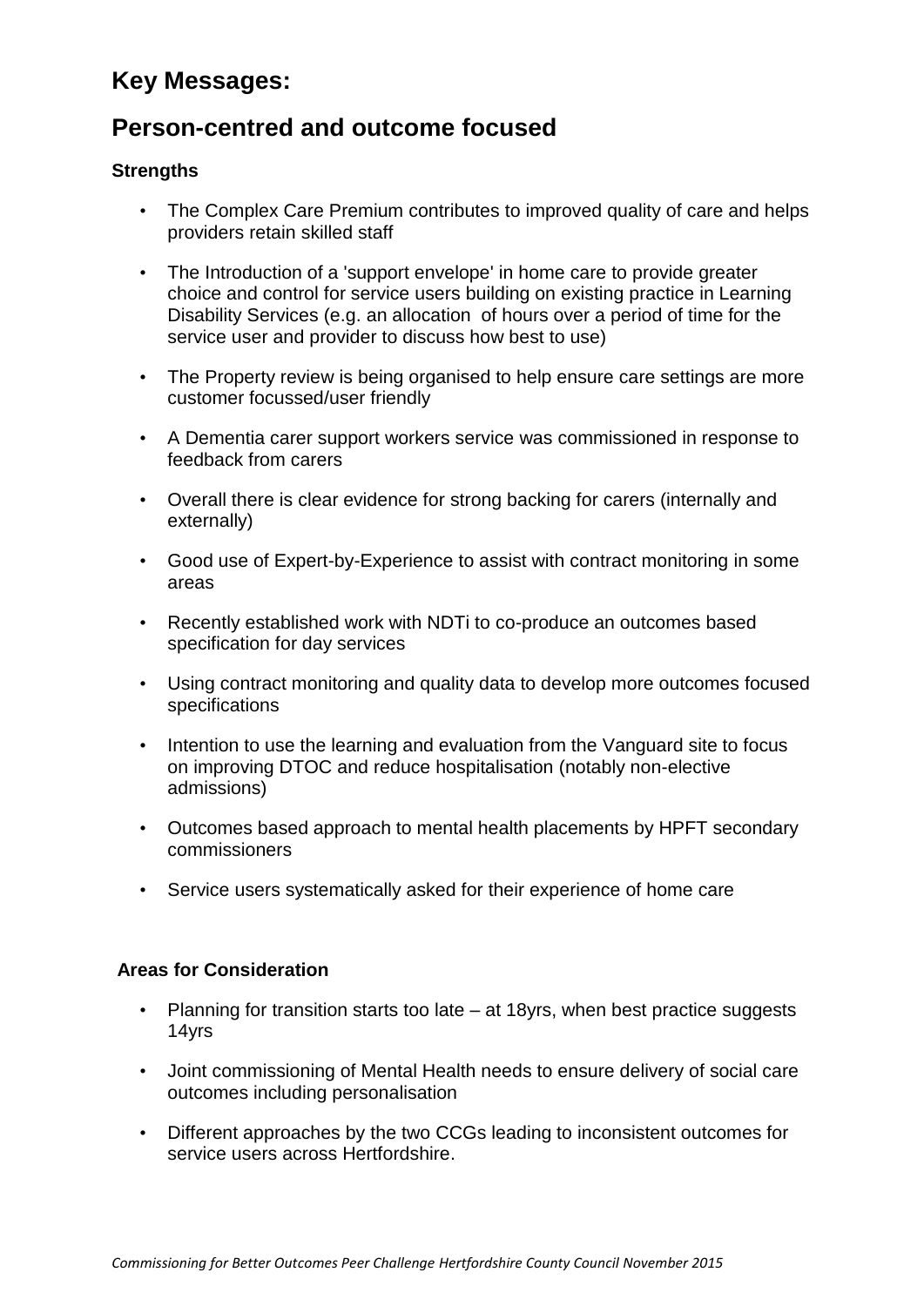## Key Messages:

## Person-centred and outcome focused

**Strengths**

- The Complex Care Premium contributes to improved quality of care and helps providers retain skilled staff
- The Introduction of a 'support envelope' in home care to provide greater choice and control for service users building on existing practice in Learning Disability Services (e.g. an allocation of hours over a period of time for the service user and provider to discuss how best to use)
- The Property review is being organised to help ensure care settings are more customer focussed/user friendly
- A Dementia carer support workers service was commissioned in response to feedback from carers
- Overall there is clear evidence for strong backing for carers (internally and externally)
- Good use of Expert-by-Experience to assist with contract monitoring in some areas
- Recently established work with NDTi to co-produce an outcomes based specification for day services
- Using contract monitoring and quality data to develop more outcomes focused specifications
- Intention to use the learning and evaluation from the Vanguard site to focus on improving DTOC and reduce hospitalisation (notably non-elective admissions)
- Outcomes based approach to mental health placements by HPFT secondary commissioners
- Service users systematically asked for their experience of home care

**Areas for Consideration**

- Planning for transition starts too late – at 18yrs, when best practice suggests 14yrs
- Joint commissioning of Mental Health needs to ensure delivery of social care outcomes including personalisation
- Different approaches by the two CCGs leading to inconsistent outcomes for service users across Hertfordshire.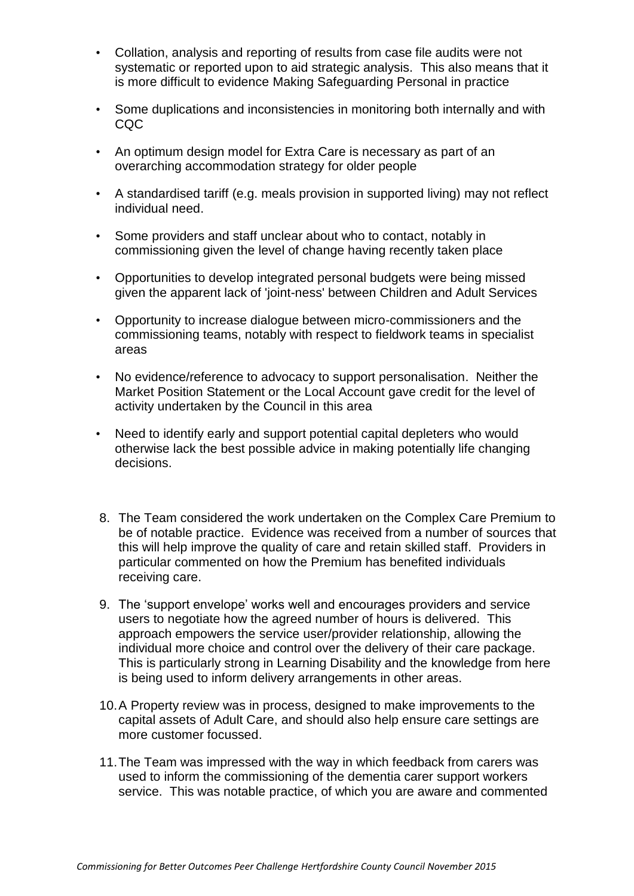- Collation, analysis and reporting of results from case file audits were not systematic or reported upon to aid strategic analysis. This also means that it is more difficult to evidence Making Safeguarding Personal in practice

- Some duplications and inconsistencies in monitoring both internally and with CQC

- An optimum design model for Extra Care is necessary as part of an overarching accommodation strategy for older people

- A standardised tariff (e.g. meals provision in supported living) may not reflect individual need.

- Some providers and staff unclear about who to contact, notably in commissioning given the level of change having recently taken place

- Opportunities to develop integrated personal budgets were being missed given the apparent lack of 'joint-ness' between Children and Adult Services

- Opportunity to increase dialogue between micro-commissioners and the commissioning teams, notably with respect to fieldwork teams in specialist areas

- No evidence/reference to advocacy to support personalisation. Neither the Market Position Statement or the Local Account gave credit for the level of activity undertaken by the Council in this area

- Need to identify early and support potential capital depleters who would otherwise lack the best possible advice in making potentially life changing decisions.

8. The Team considered the work undertaken on the Complex Care Premium to be of notable practice. Evidence was received from a number of sources that this will help improve the quality of care and retain skilled staff. Providers in particular commented on how the Premium has benefited individuals receiving care.

9. The 'support envelope' works well and encourages providers and service users to negotiate how the agreed number of hours is delivered. This approach empowers the service user/provider relationship, allowing the individual more choice and control over the delivery of their care package. This is particularly strong in Learning Disability and the knowledge from here is being used to inform delivery arrangements in other areas.

10. A Property review was in process, designed to make improvements to the capital assets of Adult Care, and should also help ensure care settings are more customer focussed.

11. The Team was impressed with the way in which feedback from carers was used to inform the commissioning of the dementia carer support workers service. This was notable practice, of which you are aware and commented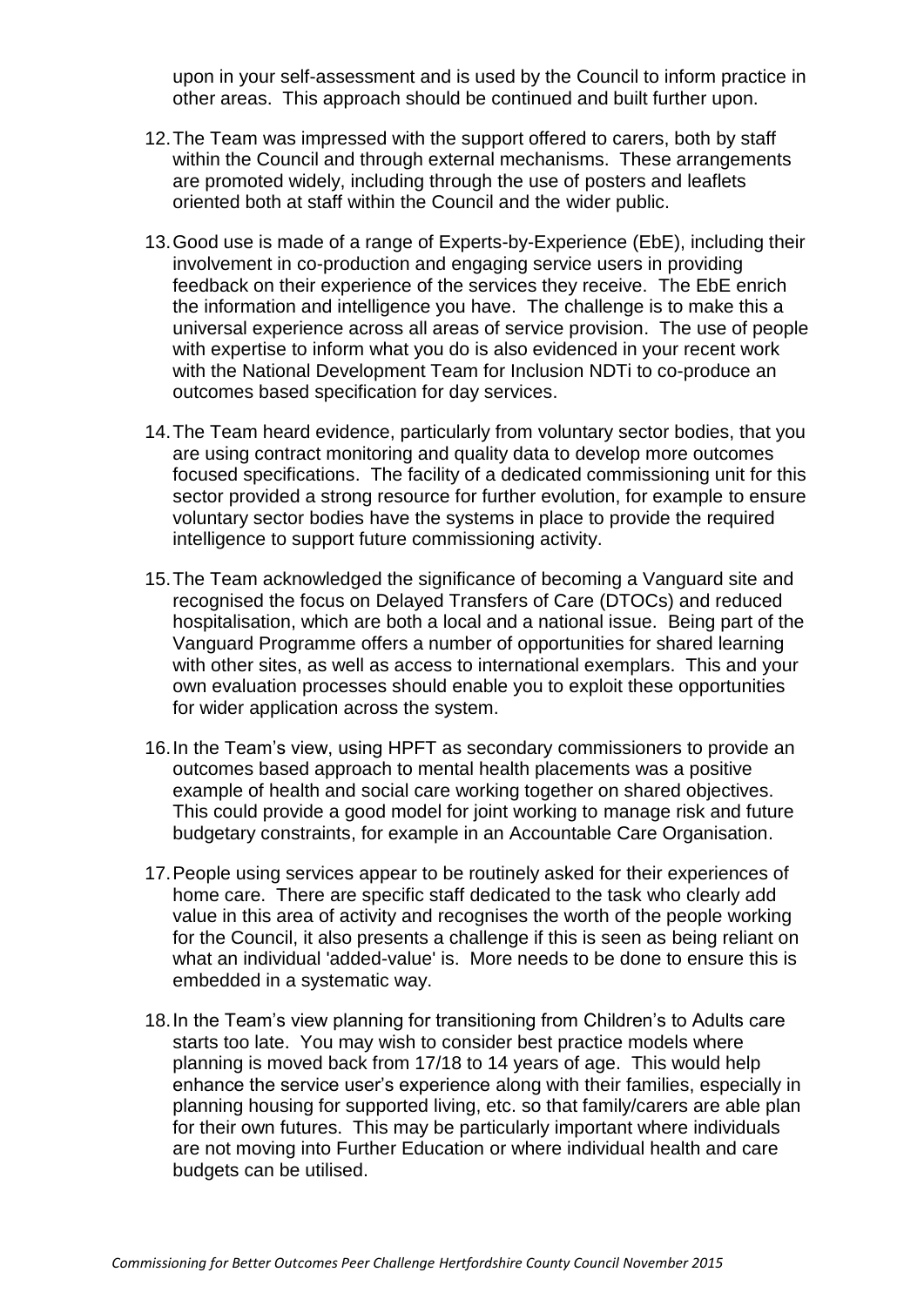upon in your self-assessment and is used by the Council to inform practice in other areas. This approach should be continued and built further upon.

12. The Team was impressed with the support offered to carers, both by staff within the Council and through external mechanisms. These arrangements are promoted widely, including through the use of posters and leaflets oriented both at staff within the Council and the wider public.

13. Good use is made of a range of Experts-by-Experience (EbE), including their involvement in co-production and engaging service users in providing feedback on their experience of the services they receive. The EbE enrich the information and intelligence you have. The challenge is to make this a universal experience across all areas of service provision. The use of people with expertise to inform what you do is also evidenced in your recent work with the National Development Team for Inclusion NDTi to co-produce an outcomes based specification for day services.

14. The Team heard evidence, particularly from voluntary sector bodies, that you are using contract monitoring and quality data to develop more outcomes focused specifications. The facility of a dedicated commissioning unit for this sector provided a strong resource for further evolution, for example to ensure voluntary sector bodies have the systems in place to provide the required intelligence to support future commissioning activity.

15. The Team acknowledged the significance of becoming a Vanguard site and recognised the focus on Delayed Transfers of Care (DTOCs) and reduced hospitalisation, which are both a local and a national issue. Being part of the Vanguard Programme offers a number of opportunities for shared learning with other sites, as well as access to international exemplars. This and your own evaluation processes should enable you to exploit these opportunities for wider application across the system.

16. In the Team's view, using HPFT as secondary commissioners to provide an outcomes based approach to mental health placements was a positive example of health and social care working together on shared objectives. This could provide a good model for joint working to manage risk and future budgetary constraints, for example in an Accountable Care Organisation.

17. People using services appear to be routinely asked for their experiences of home care. There are specific staff dedicated to the task who clearly add value in this area of activity and recognises the worth of the people working for the Council, it also presents a challenge if this is seen as being reliant on what an individual 'added-value' is. More needs to be done to ensure this is embedded in a systematic way.

18. In the Team's view planning for transitioning from Children's to Adults care starts too late. You may wish to consider best practice models where planning is moved back from 17/18 to 14 years of age. This would help enhance the service user's experience along with their families, especially in planning housing for supported living, etc. so that family/carers are able plan for their own futures. This may be particularly important where individuals are not moving into Further Education or where individual health and care budgets can be utilised.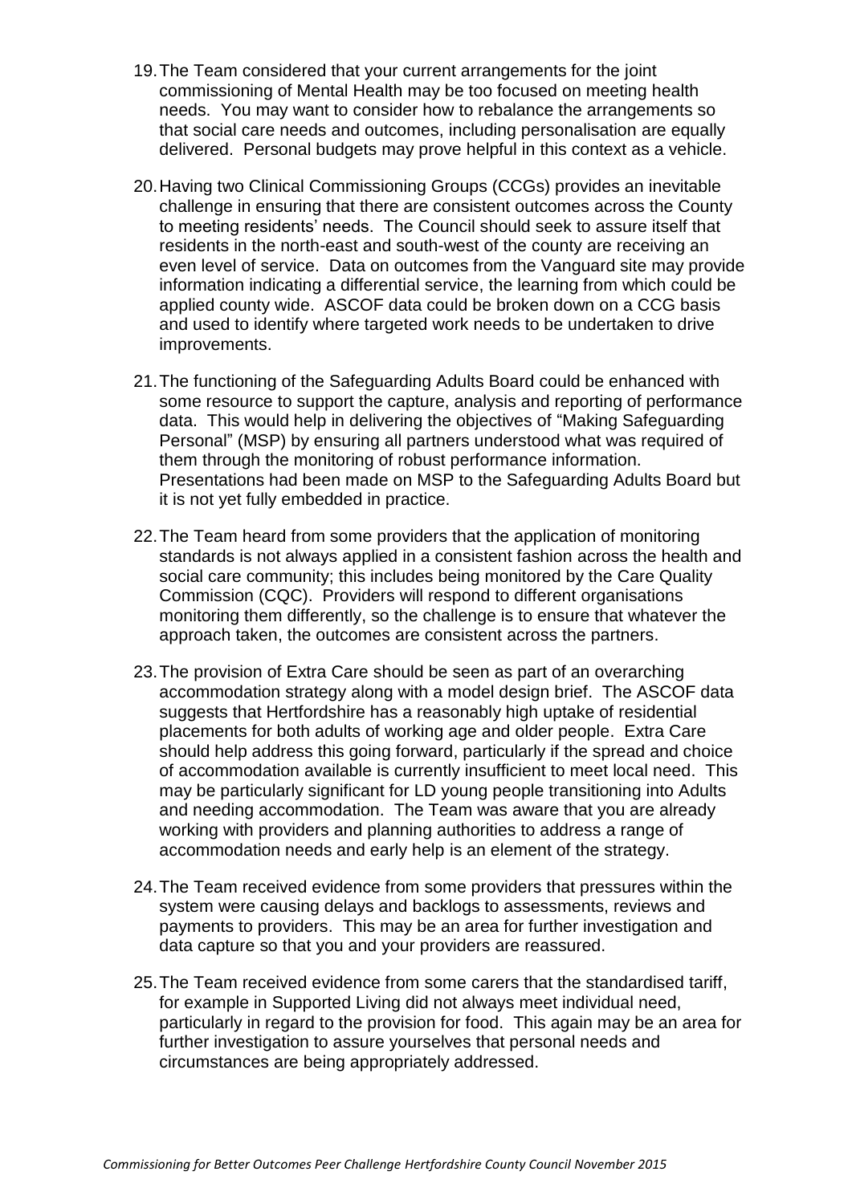19. The Team considered that your current arrangements for the joint commissioning of Mental Health may be too focused on meeting health needs. You may want to consider how to rebalance the arrangements so that social care needs and outcomes, including personalisation are equally delivered. Personal budgets may prove helpful in this context as a vehicle.

20. Having two Clinical Commissioning Groups (CCGs) provides an inevitable challenge in ensuring that there are consistent outcomes across the County to meeting residents' needs. The Council should seek to assure itself that residents in the north-east and south-west of the county are receiving an even level of service. Data on outcomes from the Vanguard site may provide information indicating a differential service, the learning from which could be applied county wide. ASCOF data could be broken down on a CCG basis and used to identify where targeted work needs to be undertaken to drive improvements.

21. The functioning of the Safeguarding Adults Board could be enhanced with some resource to support the capture, analysis and reporting of performance data. This would help in delivering the objectives of "Making Safeguarding Personal" (MSP) by ensuring all partners understood what was required of them through the monitoring of robust performance information. Presentations had been made on MSP to the Safeguarding Adults Board but it is not yet fully embedded in practice.

22. The Team heard from some providers that the application of monitoring standards is not always applied in a consistent fashion across the health and social care community; this includes being monitored by the Care Quality Commission (CQC). Providers will respond to different organisations monitoring them differently, so the challenge is to ensure that whatever the approach taken, the outcomes are consistent across the partners.

23. The provision of Extra Care should be seen as part of an overarching accommodation strategy along with a model design brief. The ASCOF data suggests that Hertfordshire has a reasonably high uptake of residential placements for both adults of working age and older people. Extra Care should help address this going forward, particularly if the spread and choice of accommodation available is currently insufficient to meet local need. This may be particularly significant for LD young people transitioning into Adults and needing accommodation. The Team was aware that you are already working with providers and planning authorities to address a range of accommodation needs and early help is an element of the strategy.

24. The Team received evidence from some providers that pressures within the system were causing delays and backlogs to assessments, reviews and payments to providers. This may be an area for further investigation and data capture so that you and your providers are reassured.

25. The Team received evidence from some carers that the standardised tariff, for example in Supported Living did not always meet individual need, particularly in regard to the provision for food. This again may be an area for further investigation to assure yourselves that personal needs and circumstances are being appropriately addressed.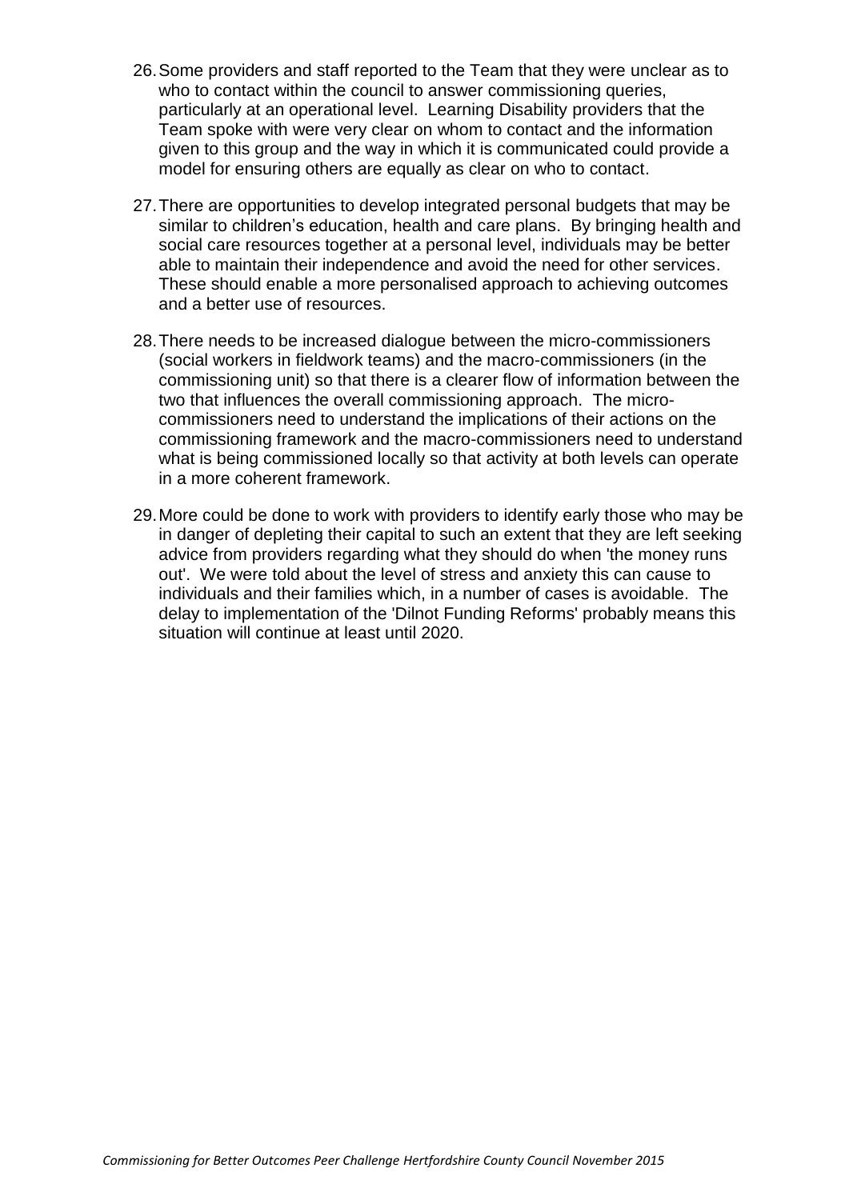26. Some providers and staff reported to the Team that they were unclear as to who to contact within the council to answer commissioning queries, particularly at an operational level. Learning Disability providers that the Team spoke with were very clear on whom to contact and the information given to this group and the way in which it is communicated could provide a model for ensuring others are equally as clear on who to contact.

27. There are opportunities to develop integrated personal budgets that may be similar to children's education, health and care plans. By bringing health and social care resources together at a personal level, individuals may be better able to maintain their independence and avoid the need for other services. These should enable a more personalised approach to achieving outcomes and a better use of resources.

28. There needs to be increased dialogue between the micro-commissioners (social workers in fieldwork teams) and the macro-commissioners (in the commissioning unit) so that there is a clearer flow of information between the two that influences the overall commissioning approach. The micro-commissioners need to understand the implications of their actions on the commissioning framework and the macro-commissioners need to understand what is being commissioned locally so that activity at both levels can operate in a more coherent framework.

29. More could be done to work with providers to identify early those who may be in danger of depleting their capital to such an extent that they are left seeking advice from providers regarding what they should do when 'the money runs out'. We were told about the level of stress and anxiety this can cause to individuals and their families which, in a number of cases is avoidable. The delay to implementation of the 'Dilnot Funding Reforms' probably means this situation will continue at least until 2020.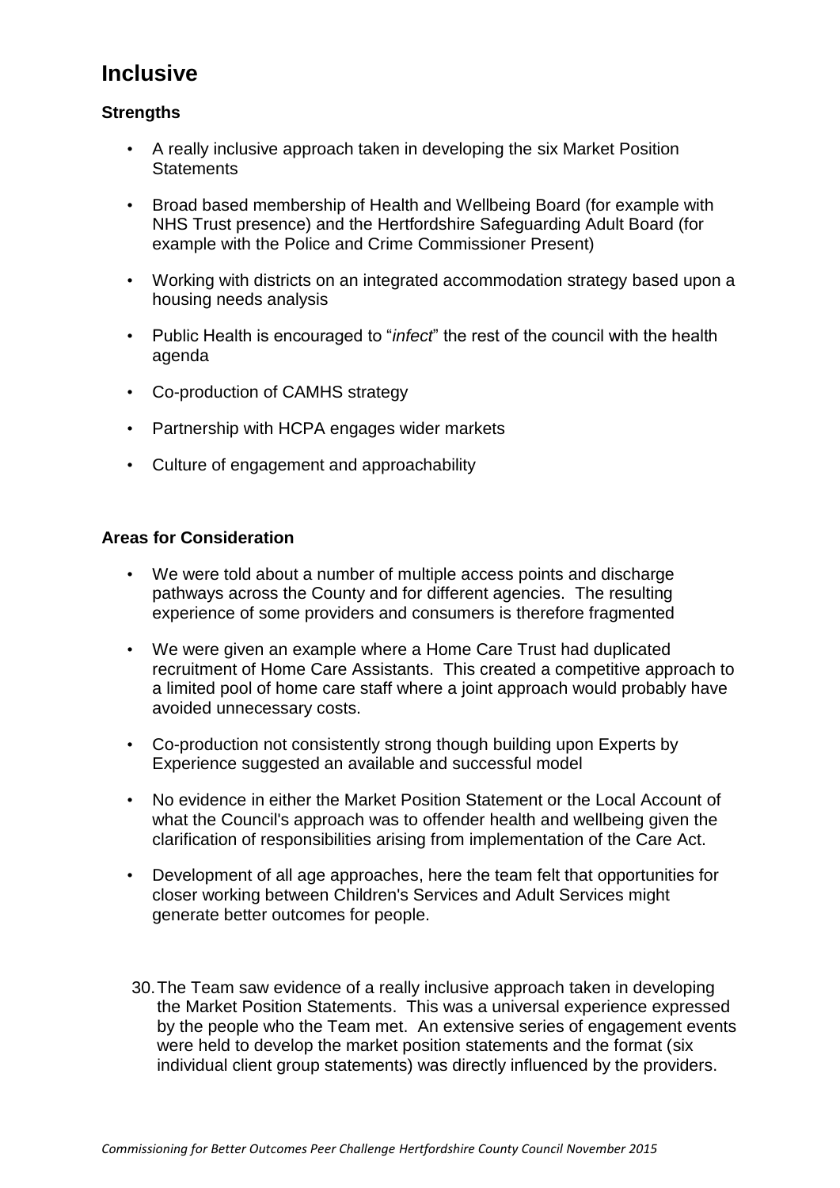# Inclusive

### Strengths

- A really inclusive approach taken in developing the six Market Position Statements
- Broad based membership of Health and Wellbeing Board (for example with NHS Trust presence) and the Hertfordshire Safeguarding Adult Board (for example with the Police and Crime Commissioner Present)
- Working with districts on an integrated accommodation strategy based upon a housing needs analysis
- Public Health is encouraged to "*infect*" the rest of the council with the health agenda
- Co-production of CAMHS strategy
- Partnership with HCPA engages wider markets
- Culture of engagement and approachability

### Areas for Consideration

- We were told about a number of multiple access points and discharge pathways across the County and for different agencies. The resulting experience of some providers and consumers is therefore fragmented
- We were given an example where a Home Care Trust had duplicated recruitment of Home Care Assistants. This created a competitive approach to a limited pool of home care staff where a joint approach would probably have avoided unnecessary costs.
- Co-production not consistently strong though building upon Experts by Experience suggested an available and successful model
- No evidence in either the Market Position Statement or the Local Account of what the Council's approach was to offender health and wellbeing given the clarification of responsibilities arising from implementation of the Care Act.
- Development of all age approaches, here the team felt that opportunities for closer working between Children's Services and Adult Services might generate better outcomes for people.

30. The Team saw evidence of a really inclusive approach taken in developing the Market Position Statements. This was a universal experience expressed by the people who the Team met. An extensive series of engagement events were held to develop the market position statements and the format (six individual client group statements) was directly influenced by the providers.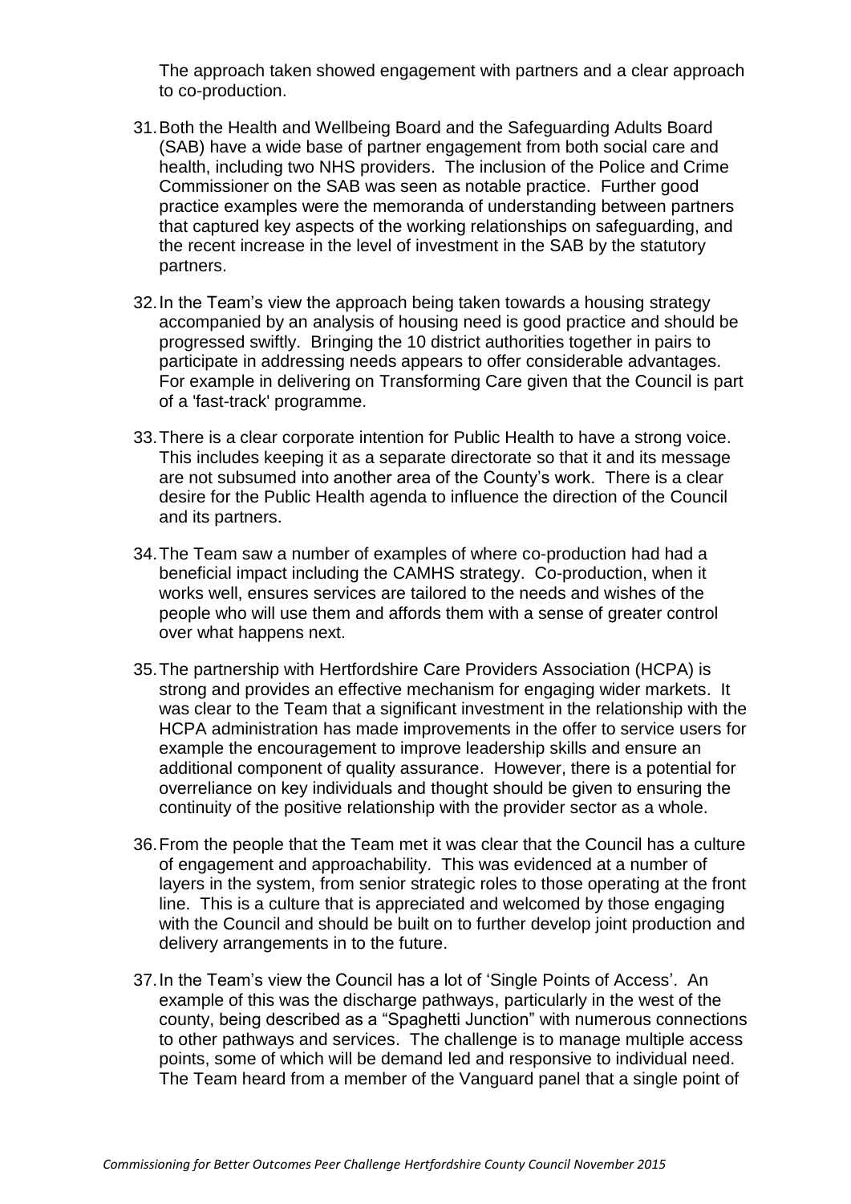The approach taken showed engagement with partners and a clear approach to co-production.

31. Both the Health and Wellbeing Board and the Safeguarding Adults Board (SAB) have a wide base of partner engagement from both social care and health, including two NHS providers. The inclusion of the Police and Crime Commissioner on the SAB was seen as notable practice. Further good practice examples were the memoranda of understanding between partners that captured key aspects of the working relationships on safeguarding, and the recent increase in the level of investment in the SAB by the statutory partners.

32. In the Team's view the approach being taken towards a housing strategy accompanied by an analysis of housing need is good practice and should be progressed swiftly. Bringing the 10 district authorities together in pairs to participate in addressing needs appears to offer considerable advantages. For example in delivering on Transforming Care given that the Council is part of a 'fast-track' programme.

33. There is a clear corporate intention for Public Health to have a strong voice. This includes keeping it as a separate directorate so that it and its message are not subsumed into another area of the County's work. There is a clear desire for the Public Health agenda to influence the direction of the Council and its partners.

34. The Team saw a number of examples of where co-production had had a beneficial impact including the CAMHS strategy. Co-production, when it works well, ensures services are tailored to the needs and wishes of the people who will use them and affords them with a sense of greater control over what happens next.

35. The partnership with Hertfordshire Care Providers Association (HCPA) is strong and provides an effective mechanism for engaging wider markets. It was clear to the Team that a significant investment in the relationship with the HCPA administration has made improvements in the offer to service users for example the encouragement to improve leadership skills and ensure an additional component of quality assurance. However, there is a potential for overreliance on key individuals and thought should be given to ensuring the continuity of the positive relationship with the provider sector as a whole.

36. From the people that the Team met it was clear that the Council has a culture of engagement and approachability. This was evidenced at a number of layers in the system, from senior strategic roles to those operating at the front line. This is a culture that is appreciated and welcomed by those engaging with the Council and should be built on to further develop joint production and delivery arrangements in to the future.

37. In the Team's view the Council has a lot of 'Single Points of Access'. An example of this was the discharge pathways, particularly in the west of the county, being described as a "Spaghetti Junction" with numerous connections to other pathways and services. The challenge is to manage multiple access points, some of which will be demand led and responsive to individual need. The Team heard from a member of the Vanguard panel that a single point of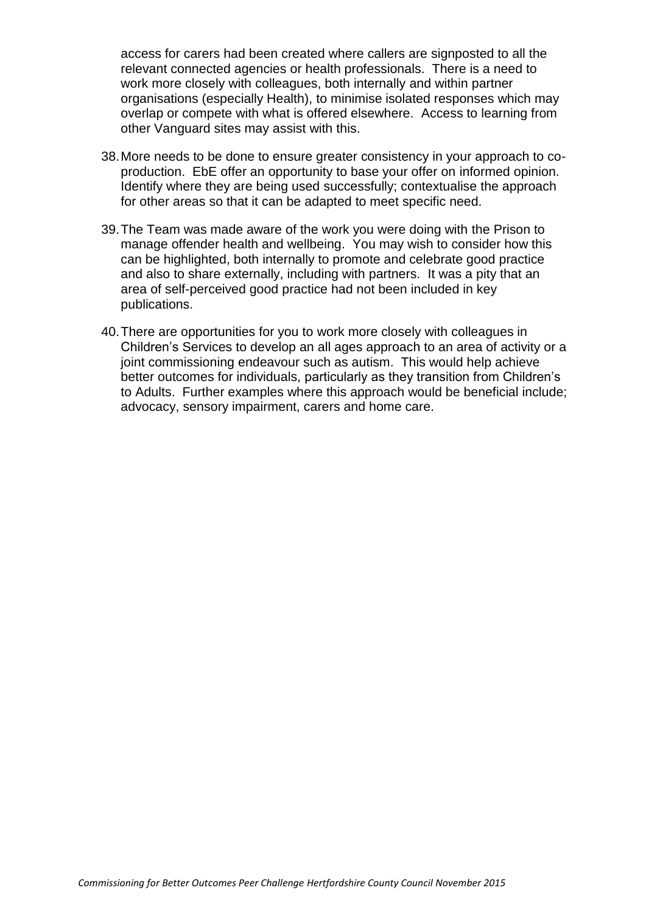access for carers had been created where callers are signposted to all the relevant connected agencies or health professionals. There is a need to work more closely with colleagues, both internally and within partner organisations (especially Health), to minimise isolated responses which may overlap or compete with what is offered elsewhere. Access to learning from other Vanguard sites may assist with this.

38. More needs to be done to ensure greater consistency in your approach to co-production. EbE offer an opportunity to base your offer on informed opinion. Identify where they are being used successfully; contextualise the approach for other areas so that it can be adapted to meet specific need.

39. The Team was made aware of the work you were doing with the Prison to manage offender health and wellbeing. You may wish to consider how this can be highlighted, both internally to promote and celebrate good practice and also to share externally, including with partners. It was a pity that an area of self-perceived good practice had not been included in key publications.

40. There are opportunities for you to work more closely with colleagues in Children's Services to develop an all ages approach to an area of activity or a joint commissioning endeavour such as autism. This would help achieve better outcomes for individuals, particularly as they transition from Children's to Adults. Further examples where this approach would be beneficial include; advocacy, sensory impairment, carers and home care.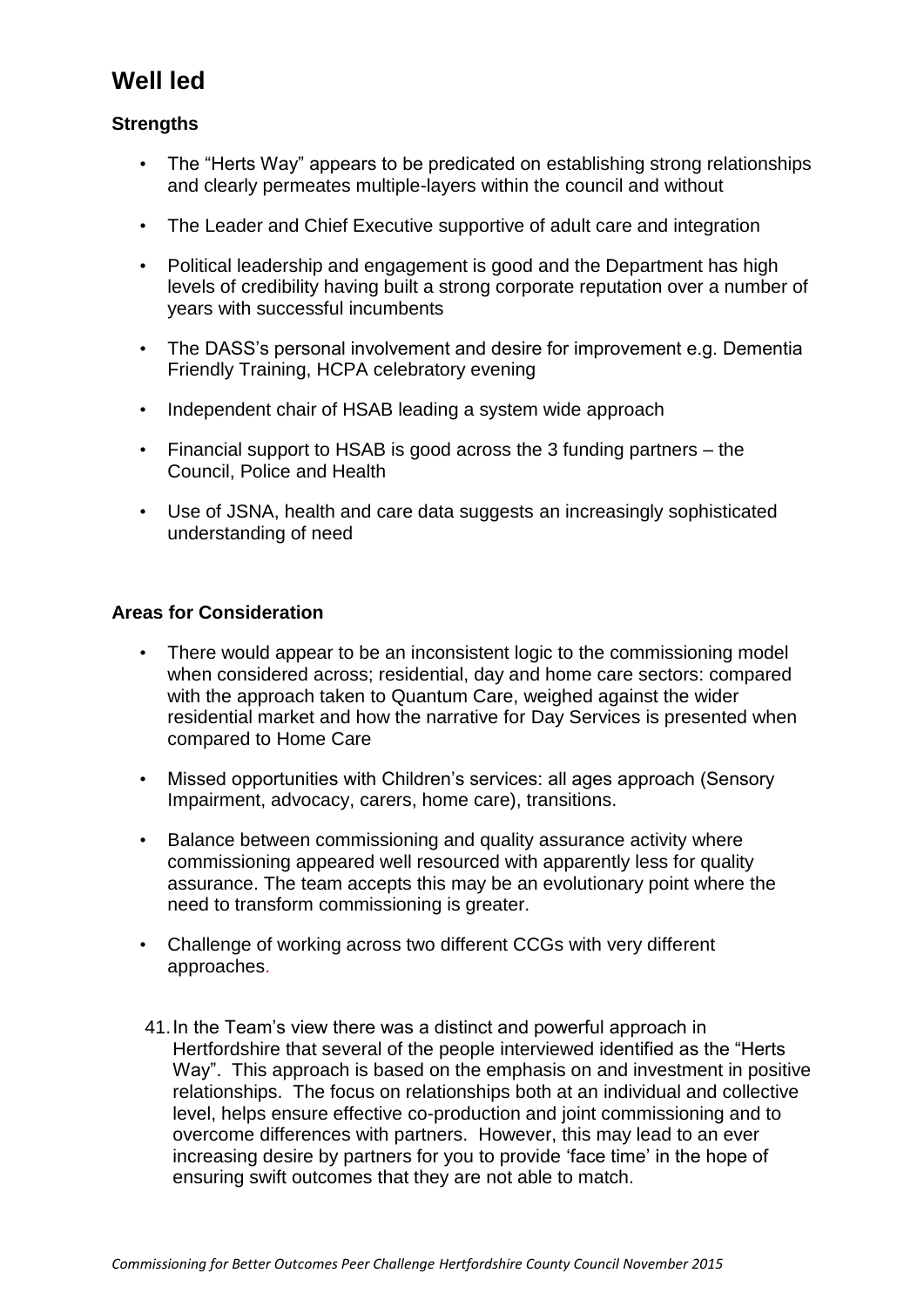## Well led

### Strengths

- The "Herts Way" appears to be predicated on establishing strong relationships and clearly permeates multiple-layers within the council and without
- The Leader and Chief Executive supportive of adult care and integration
- Political leadership and engagement is good and the Department has high levels of credibility having built a strong corporate reputation over a number of years with successful incumbents
- The DASS's personal involvement and desire for improvement e.g. Dementia Friendly Training, HCPA celebratory evening
- Independent chair of HSAB leading a system wide approach
- Financial support to HSAB is good across the 3 funding partners – the Council, Police and Health
- Use of JSNA, health and care data suggests an increasingly sophisticated understanding of need

### Areas for Consideration

- There would appear to be an inconsistent logic to the commissioning model when considered across; residential, day and home care sectors: compared with the approach taken to Quantum Care, weighed against the wider residential market and how the narrative for Day Services is presented when compared to Home Care
- Missed opportunities with Children's services: all ages approach (Sensory Impairment, advocacy, carers, home care), transitions.
- Balance between commissioning and quality assurance activity where commissioning appeared well resourced with apparently less for quality assurance. The team accepts this may be an evolutionary point where the need to transform commissioning is greater.
- Challenge of working across two different CCGs with very different approaches.

41. In the Team's view there was a distinct and powerful approach in Hertfordshire that several of the people interviewed identified as the "Herts Way". This approach is based on the emphasis on and investment in positive relationships. The focus on relationships both at an individual and collective level, helps ensure effective co-production and joint commissioning and to overcome differences with partners. However, this may lead to an ever increasing desire by partners for you to provide 'face time' in the hope of ensuring swift outcomes that they are not able to match.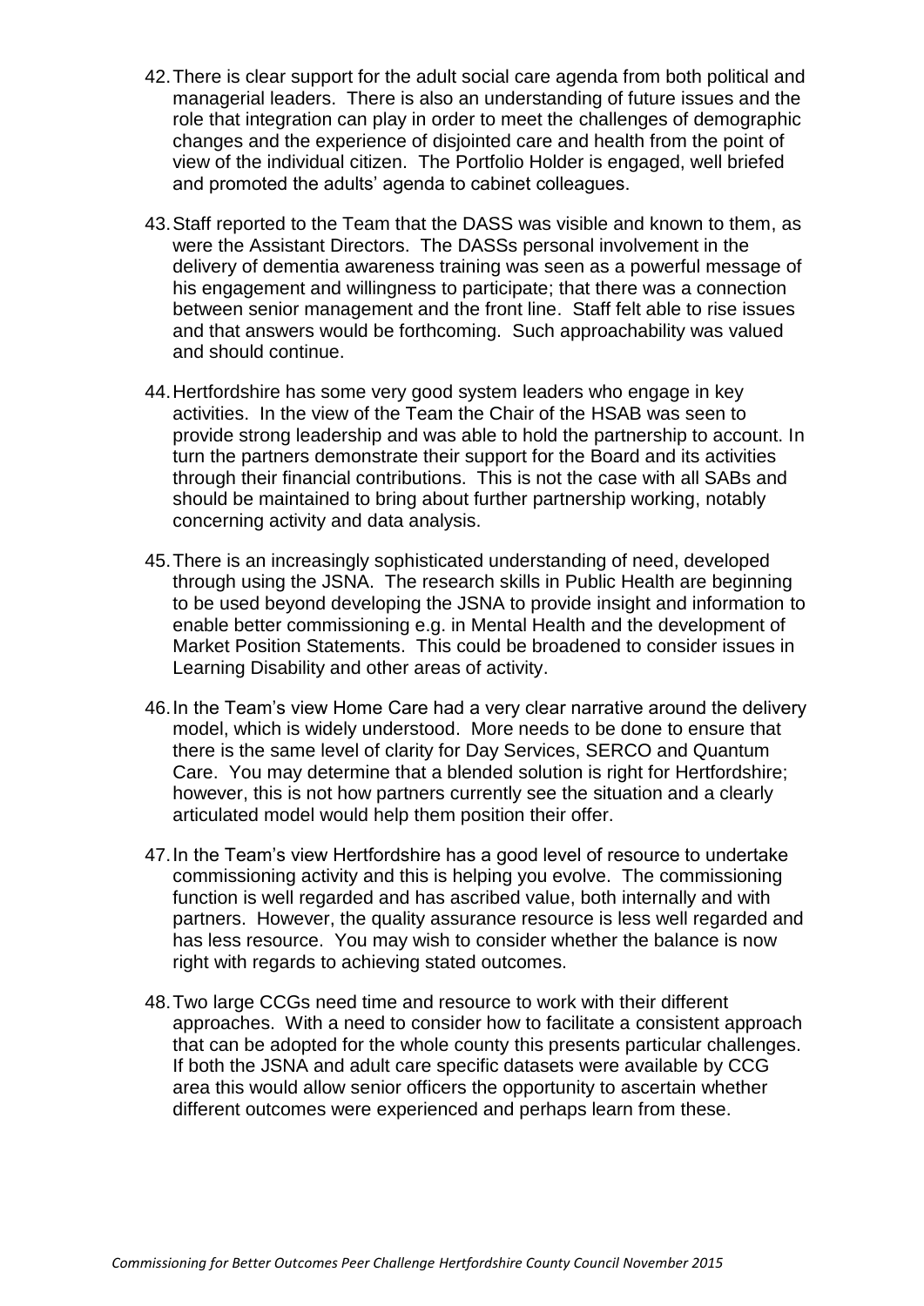42. There is clear support for the adult social care agenda from both political and managerial leaders. There is also an understanding of future issues and the role that integration can play in order to meet the challenges of demographic changes and the experience of disjointed care and health from the point of view of the individual citizen. The Portfolio Holder is engaged, well briefed and promoted the adults' agenda to cabinet colleagues.

43. Staff reported to the Team that the DASS was visible and known to them, as were the Assistant Directors. The DASSs personal involvement in the delivery of dementia awareness training was seen as a powerful message of his engagement and willingness to participate; that there was a connection between senior management and the front line. Staff felt able to rise issues and that answers would be forthcoming. Such approachability was valued and should continue.

44. Hertfordshire has some very good system leaders who engage in key activities. In the view of the Team the Chair of the HSAB was seen to provide strong leadership and was able to hold the partnership to account. In turn the partners demonstrate their support for the Board and its activities through their financial contributions. This is not the case with all SABs and should be maintained to bring about further partnership working, notably concerning activity and data analysis.

45. There is an increasingly sophisticated understanding of need, developed through using the JSNA. The research skills in Public Health are beginning to be used beyond developing the JSNA to provide insight and information to enable better commissioning e.g. in Mental Health and the development of Market Position Statements. This could be broadened to consider issues in Learning Disability and other areas of activity.

46. In the Team's view Home Care had a very clear narrative around the delivery model, which is widely understood. More needs to be done to ensure that there is the same level of clarity for Day Services, SERCO and Quantum Care. You may determine that a blended solution is right for Hertfordshire; however, this is not how partners currently see the situation and a clearly articulated model would help them position their offer.

47. In the Team's view Hertfordshire has a good level of resource to undertake commissioning activity and this is helping you evolve. The commissioning function is well regarded and has ascribed value, both internally and with partners. However, the quality assurance resource is less well regarded and has less resource. You may wish to consider whether the balance is now right with regards to achieving stated outcomes.

48. Two large CCGs need time and resource to work with their different approaches. With a need to consider how to facilitate a consistent approach that can be adopted for the whole county this presents particular challenges. If both the JSNA and adult care specific datasets were available by CCG area this would allow senior officers the opportunity to ascertain whether different outcomes were experienced and perhaps learn from these.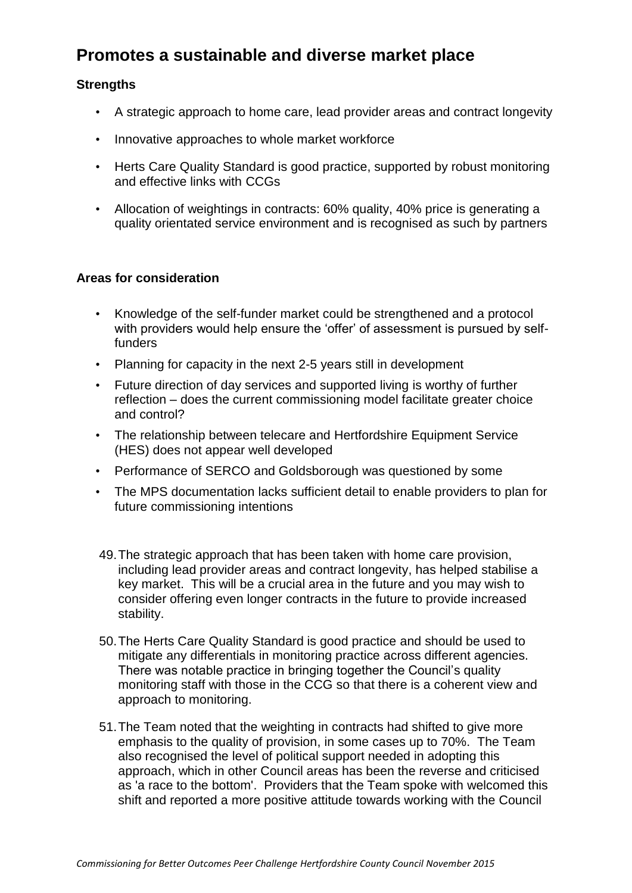## Promotes a sustainable and diverse market place

### Strengths

- A strategic approach to home care, lead provider areas and contract longevity
- Innovative approaches to whole market workforce
- Herts Care Quality Standard is good practice, supported by robust monitoring and effective links with CCGs
- Allocation of weightings in contracts: 60% quality, 40% price is generating a quality orientated service environment and is recognised as such by partners

### Areas for consideration

- Knowledge of the self-funder market could be strengthened and a protocol with providers would help ensure the 'offer' of assessment is pursued by self-funders
- Planning for capacity in the next 2-5 years still in development
- Future direction of day services and supported living is worthy of further reflection – does the current commissioning model facilitate greater choice and control?
- The relationship between telecare and Hertfordshire Equipment Service (HES) does not appear well developed
- Performance of SERCO and Goldsborough was questioned by some
- The MPS documentation lacks sufficient detail to enable providers to plan for future commissioning intentions

49. The strategic approach that has been taken with home care provision, including lead provider areas and contract longevity, has helped stabilise a key market. This will be a crucial area in the future and you may wish to consider offering even longer contracts in the future to provide increased stability.

50. The Herts Care Quality Standard is good practice and should be used to mitigate any differentials in monitoring practice across different agencies. There was notable practice in bringing together the Council's quality monitoring staff with those in the CCG so that there is a coherent view and approach to monitoring.

51. The Team noted that the weighting in contracts had shifted to give more emphasis to the quality of provision, in some cases up to 70%. The Team also recognised the level of political support needed in adopting this approach, which in other Council areas has been the reverse and criticised as 'a race to the bottom'. Providers that the Team spoke with welcomed this shift and reported a more positive attitude towards working with the Council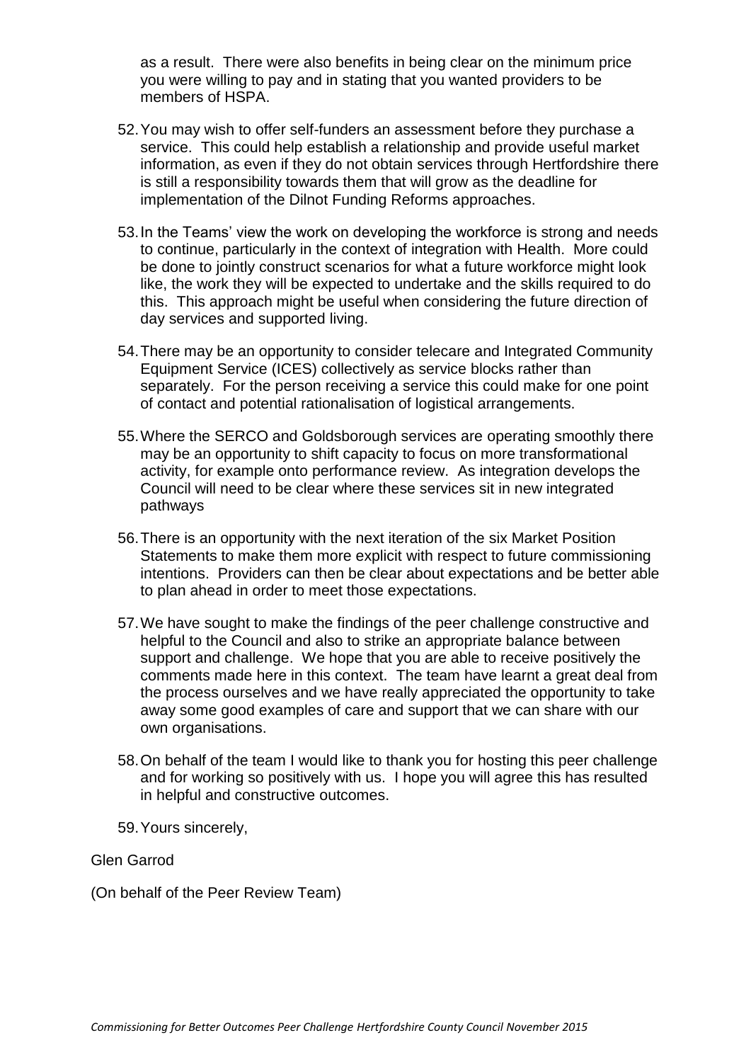as a result. There were also benefits in being clear on the minimum price you were willing to pay and in stating that you wanted providers to be members of HSPA.

52. You may wish to offer self-funders an assessment before they purchase a service. This could help establish a relationship and provide useful market information, as even if they do not obtain services through Hertfordshire there is still a responsibility towards them that will grow as the deadline for implementation of the Dilnot Funding Reforms approaches.

53. In the Teams' view the work on developing the workforce is strong and needs to continue, particularly in the context of integration with Health. More could be done to jointly construct scenarios for what a future workforce might look like, the work they will be expected to undertake and the skills required to do this. This approach might be useful when considering the future direction of day services and supported living.

54. There may be an opportunity to consider telecare and Integrated Community Equipment Service (ICES) collectively as service blocks rather than separately. For the person receiving a service this could make for one point of contact and potential rationalisation of logistical arrangements.

55. Where the SERCO and Goldsborough services are operating smoothly there may be an opportunity to shift capacity to focus on more transformational activity, for example onto performance review. As integration develops the Council will need to be clear where these services sit in new integrated pathways

56. There is an opportunity with the next iteration of the six Market Position Statements to make them more explicit with respect to future commissioning intentions. Providers can then be clear about expectations and be better able to plan ahead in order to meet those expectations.

57. We have sought to make the findings of the peer challenge constructive and helpful to the Council and also to strike an appropriate balance between support and challenge. We hope that you are able to receive positively the comments made here in this context. The team have learnt a great deal from the process ourselves and we have really appreciated the opportunity to take away some good examples of care and support that we can share with our own organisations.

58. On behalf of the team I would like to thank you for hosting this peer challenge and for working so positively with us. I hope you will agree this has resulted in helpful and constructive outcomes.

59. Yours sincerely,

Glen Garrod

(On behalf of the Peer Review Team)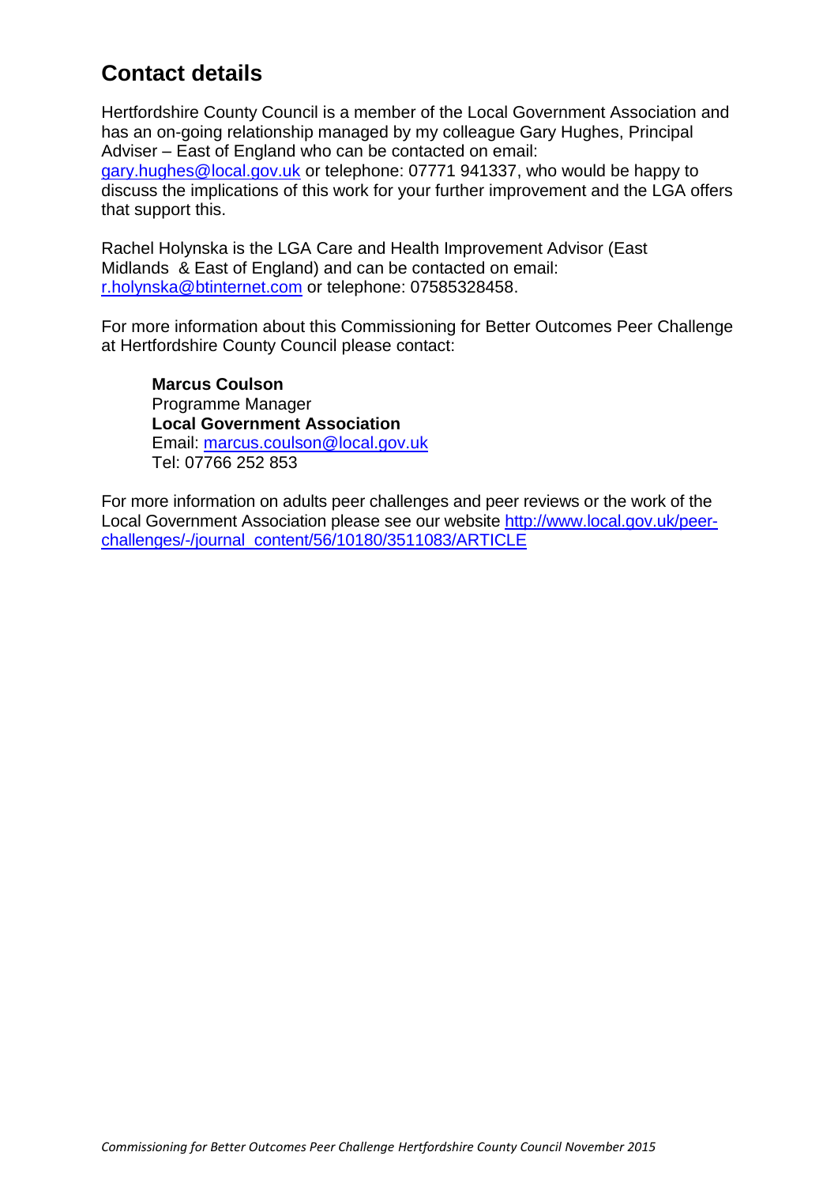## Contact details

Hertfordshire County Council is a member of the Local Government Association and has an on-going relationship managed by my colleague Gary Hughes, Principal Adviser – East of England who can be contacted on email: gary.hughes@local.gov.uk or telephone: 07771 941337, who would be happy to discuss the implications of this work for your further improvement and the LGA offers that support this.

Rachel Holynska is the LGA Care and Health Improvement Advisor (East Midlands & East of England) and can be contacted on email: r.holynska@btinternet.com or telephone: 07585328458.

For more information about this Commissioning for Better Outcomes Peer Challenge at Hertfordshire County Council please contact:

**Marcus Coulson**
Programme Manager
**Local Government Association**
Email: marcus.coulson@local.gov.uk
Tel: 07766 252 853

For more information on adults peer challenges and peer reviews or the work of the Local Government Association please see our website http://www.local.gov.uk/peer-challenges/-/journal_content/56/10180/3511083/ARTICLE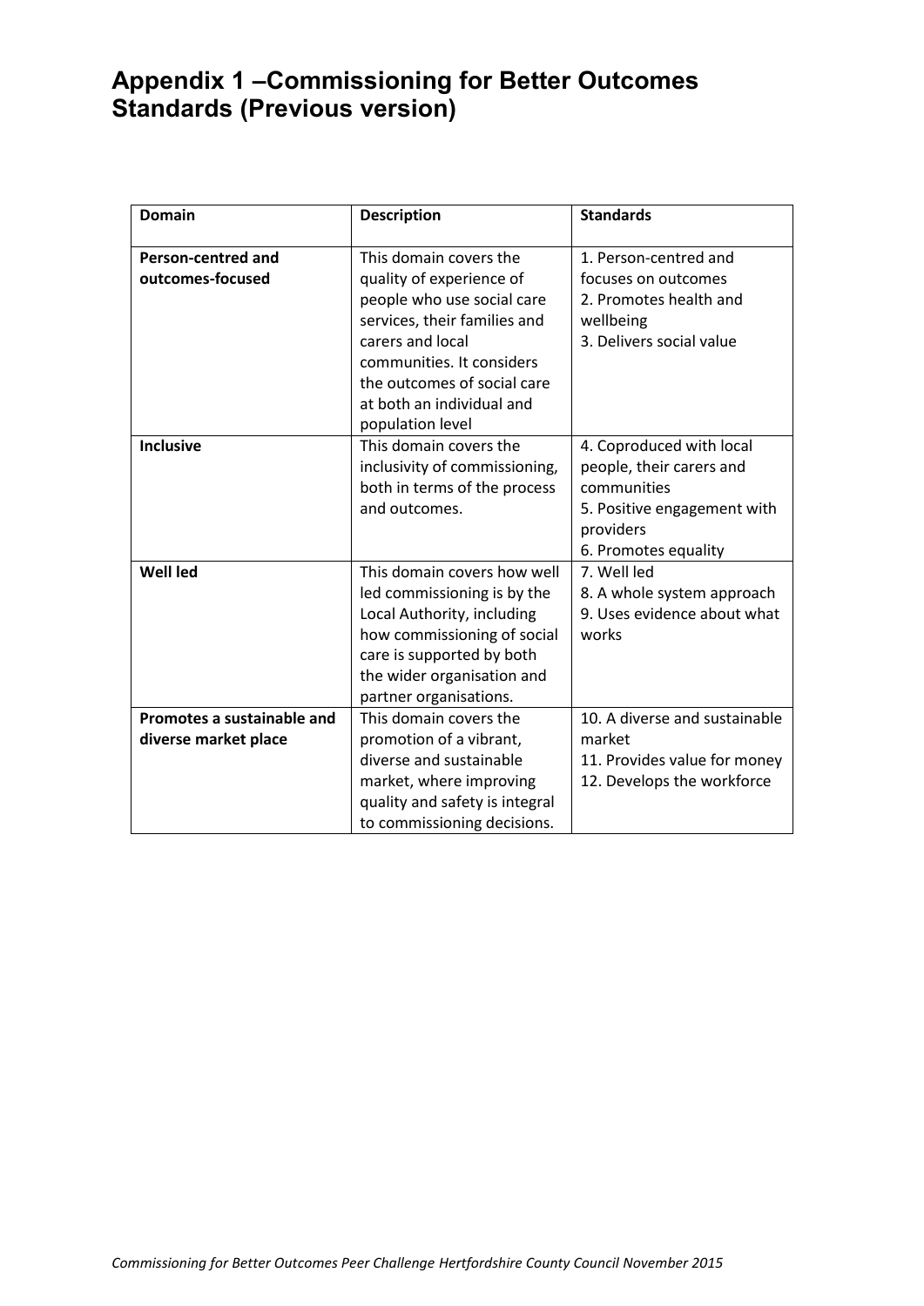# Appendix 1 –Commissioning for Better Outcomes Standards (Previous version)

| Domain | Description | Standards |
|---|---|---|
| **Person-centred and outcomes-focused** | This domain covers the quality of experience of people who use social care services, their families and carers and local communities. It considers the outcomes of social care at both an individual and population level | 1. Person-centred and focuses on outcomes<br>2. Promotes health and wellbeing<br>3. Delivers social value |
| **Inclusive** | This domain covers the inclusivity of commissioning, both in terms of the process and outcomes. | 4. Coproduced with local people, their carers and communities<br>5. Positive engagement with providers<br>6. Promotes equality |
| **Well led** | This domain covers how well led commissioning is by the Local Authority, including how commissioning of social care is supported by both the wider organisation and partner organisations. | 7. Well led<br>8. A whole system approach<br>9. Uses evidence about what works |
| **Promotes a sustainable and diverse market place** | This domain covers the promotion of a vibrant, diverse and sustainable market, where improving quality and safety is integral to commissioning decisions. | 10. A diverse and sustainable market<br>11. Provides value for money<br>12. Develops the workforce |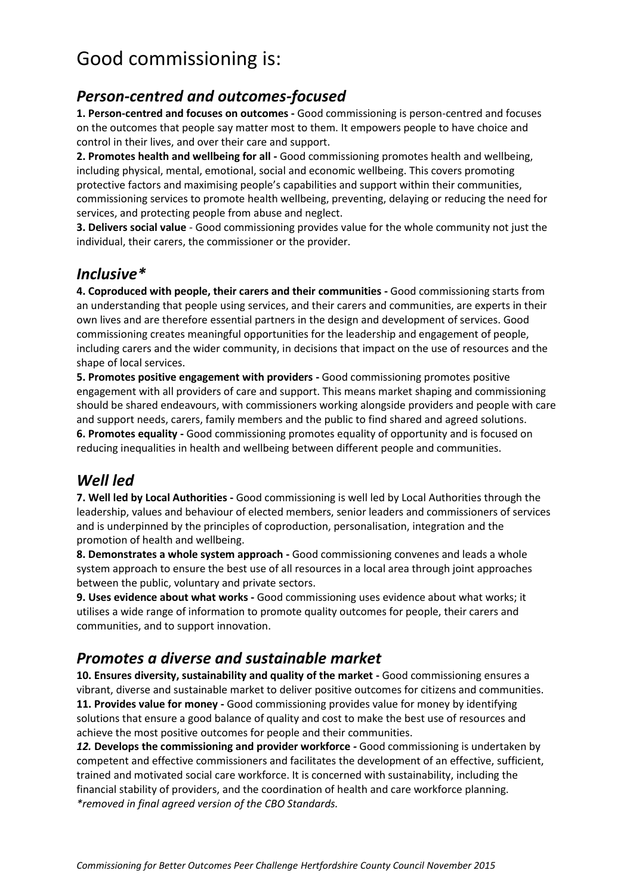# Good commissioning is:

## *Person-centred and outcomes-focused*

**1. Person-centred and focuses on outcomes -** Good commissioning is person-centred and focuses on the outcomes that people say matter most to them. It empowers people to have choice and control in their lives, and over their care and support.

**2. Promotes health and wellbeing for all -** Good commissioning promotes health and wellbeing, including physical, mental, emotional, social and economic wellbeing. This covers promoting protective factors and maximising people's capabilities and support within their communities, commissioning services to promote health wellbeing, preventing, delaying or reducing the need for services, and protecting people from abuse and neglect.

**3. Delivers social value** - Good commissioning provides value for the whole community not just the individual, their carers, the commissioner or the provider.

## *Inclusive**

**4. Coproduced with people, their carers and their communities -** Good commissioning starts from an understanding that people using services, and their carers and communities, are experts in their own lives and are therefore essential partners in the design and development of services. Good commissioning creates meaningful opportunities for the leadership and engagement of people, including carers and the wider community, in decisions that impact on the use of resources and the shape of local services.

**5. Promotes positive engagement with providers -** Good commissioning promotes positive engagement with all providers of care and support. This means market shaping and commissioning should be shared endeavours, with commissioners working alongside providers and people with care and support needs, carers, family members and the public to find shared and agreed solutions.

**6. Promotes equality -** Good commissioning promotes equality of opportunity and is focused on reducing inequalities in health and wellbeing between different people and communities.

## *Well led*

**7. Well led by Local Authorities -** Good commissioning is well led by Local Authorities through the leadership, values and behaviour of elected members, senior leaders and commissioners of services and is underpinned by the principles of coproduction, personalisation, integration and the promotion of health and wellbeing.

**8. Demonstrates a whole system approach -** Good commissioning convenes and leads a whole system approach to ensure the best use of all resources in a local area through joint approaches between the public, voluntary and private sectors.

**9. Uses evidence about what works -** Good commissioning uses evidence about what works; it utilises a wide range of information to promote quality outcomes for people, their carers and communities, and to support innovation.

## *Promotes a diverse and sustainable market*

**10. Ensures diversity, sustainability and quality of the market -** Good commissioning ensures a vibrant, diverse and sustainable market to deliver positive outcomes for citizens and communities.

**11. Provides value for money -** Good commissioning provides value for money by identifying solutions that ensure a good balance of quality and cost to make the best use of resources and achieve the most positive outcomes for people and their communities.

***12.* Develops the commissioning and provider workforce -** Good commissioning is undertaken by competent and effective commissioners and facilitates the development of an effective, sufficient, trained and motivated social care workforce. It is concerned with sustainability, including the financial stability of providers, and the coordination of health and care workforce planning.

*\*removed in final agreed version of the CBO Standards.*